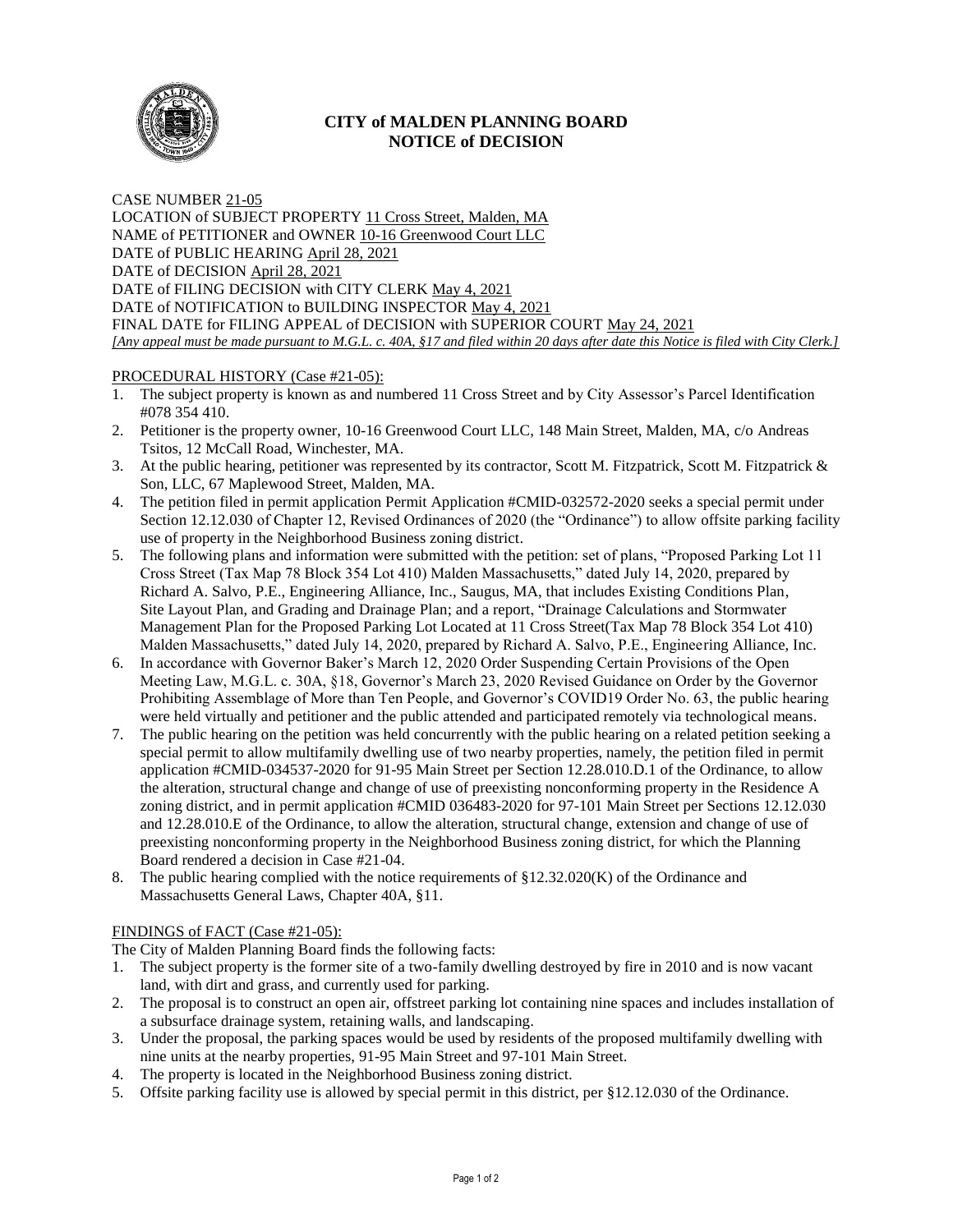# CITY of MALDEN PLANNING BOARD
## NOTICE of DECISION

CASE NUMBER 21-05
LOCATION of SUBJECT PROPERTY 11 Cross Street, Malden, MA
NAME of PETITIONER and OWNER 10-16 Greenwood Court LLC
DATE of PUBLIC HEARING April 28, 2021
DATE of DECISION April 28, 2021
DATE of FILING DECISION with CITY CLERK May 4, 2021
DATE of NOTIFICATION to BUILDING INSPECTOR May 4, 2021
FINAL DATE for FILING APPEAL of DECISION with SUPERIOR COURT May 24, 2021
*[Any appeal must be made pursuant to M.G.L. c. 40A, §17 and filed within 20 days after date this Notice is filed with City Clerk.]*

PROCEDURAL HISTORY (Case #21-05):

1. The subject property is known as and numbered 11 Cross Street and by City Assessor's Parcel Identification #078 354 410.
2. Petitioner is the property owner, 10-16 Greenwood Court LLC, 148 Main Street, Malden, MA, c/o Andreas Tsitos, 12 McCall Road, Winchester, MA.
3. At the public hearing, petitioner was represented by its contractor, Scott M. Fitzpatrick, Scott M. Fitzpatrick & Son, LLC, 67 Maplewood Street, Malden, MA.
4. The petition filed in permit application Permit Application #CMID-032572-2020 seeks a special permit under Section 12.12.030 of Chapter 12, Revised Ordinances of 2020 (the "Ordinance") to allow offsite parking facility use of property in the Neighborhood Business zoning district.
5. The following plans and information were submitted with the petition: set of plans, "Proposed Parking Lot 11 Cross Street (Tax Map 78 Block 354 Lot 410) Malden Massachusetts," dated July 14, 2020, prepared by Richard A. Salvo, P.E., Engineering Alliance, Inc., Saugus, MA, that includes Existing Conditions Plan, Site Layout Plan, and Grading and Drainage Plan; and a report, "Drainage Calculations and Stormwater Management Plan for the Proposed Parking Lot Located at 11 Cross Street(Tax Map 78 Block 354 Lot 410) Malden Massachusetts," dated July 14, 2020, prepared by Richard A. Salvo, P.E., Engineering Alliance, Inc.
6. In accordance with Governor Baker's March 12, 2020 Order Suspending Certain Provisions of the Open Meeting Law, M.G.L. c. 30A, §18, Governor's March 23, 2020 Revised Guidance on Order by the Governor Prohibiting Assemblage of More than Ten People, and Governor's COVID19 Order No. 63, the public hearing were held virtually and petitioner and the public attended and participated remotely via technological means.
7. The public hearing on the petition was held concurrently with the public hearing on a related petition seeking a special permit to allow multifamily dwelling use of two nearby properties, namely, the petition filed in permit application #CMID-034537-2020 for 91-95 Main Street per Section 12.28.010.D.1 of the Ordinance, to allow the alteration, structural change and change of use of preexisting nonconforming property in the Residence A zoning district, and in permit application #CMID 036483-2020 for 97-101 Main Street per Sections 12.12.030 and 12.28.010.E of the Ordinance, to allow the alteration, structural change, extension and change of use of preexisting nonconforming property in the Neighborhood Business zoning district, for which the Planning Board rendered a decision in Case #21-04.
8. The public hearing complied with the notice requirements of §12.32.020(K) of the Ordinance and Massachusetts General Laws, Chapter 40A, §11.

FINDINGS of FACT (Case #21-05):

The City of Malden Planning Board finds the following facts:

1. The subject property is the former site of a two-family dwelling destroyed by fire in 2010 and is now vacant land, with dirt and grass, and currently used for parking.
2. The proposal is to construct an open air, offstreet parking lot containing nine spaces and includes installation of a subsurface drainage system, retaining walls, and landscaping.
3. Under the proposal, the parking spaces would be used by residents of the proposed multifamily dwelling with nine units at the nearby properties, 91-95 Main Street and 97-101 Main Street.
4. The property is located in the Neighborhood Business zoning district.
5. Offsite parking facility use is allowed by special permit in this district, per §12.12.030 of the Ordinance.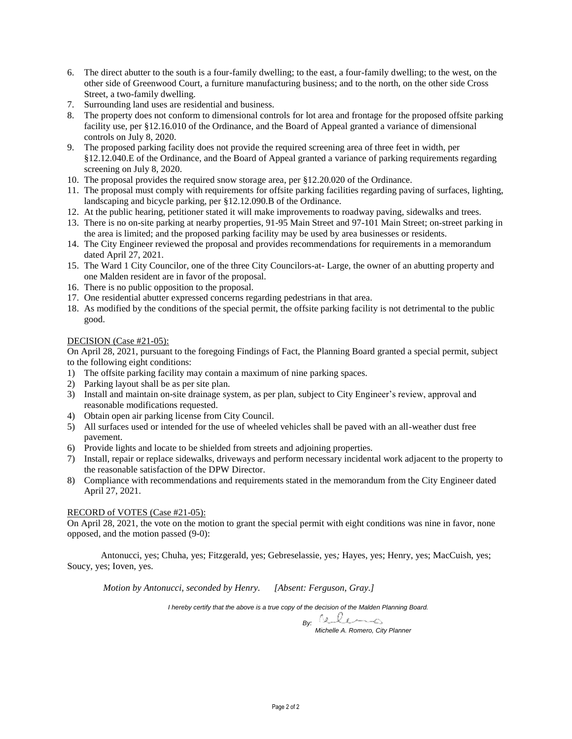6. The direct abutter to the south is a four-family dwelling; to the east, a four-family dwelling; to the west, on the other side of Greenwood Court, a furniture manufacturing business; and to the north, on the other side Cross Street, a two-family dwelling.
7. Surrounding land uses are residential and business.
8. The property does not conform to dimensional controls for lot area and frontage for the proposed offsite parking facility use, per §12.16.010 of the Ordinance, and the Board of Appeal granted a variance of dimensional controls on July 8, 2020.
9. The proposed parking facility does not provide the required screening area of three feet in width, per §12.12.040.E of the Ordinance, and the Board of Appeal granted a variance of parking requirements regarding screening on July 8, 2020.
10. The proposal provides the required snow storage area, per §12.20.020 of the Ordinance.
11. The proposal must comply with requirements for offsite parking facilities regarding paving of surfaces, lighting, landscaping and bicycle parking, per §12.12.090.B of the Ordinance.
12. At the public hearing, petitioner stated it will make improvements to roadway paving, sidewalks and trees.
13. There is no on-site parking at nearby properties, 91-95 Main Street and 97-101 Main Street; on-street parking in the area is limited; and the proposed parking facility may be used by area businesses or residents.
14. The City Engineer reviewed the proposal and provides recommendations for requirements in a memorandum dated April 27, 2021.
15. The Ward 1 City Councilor, one of the three City Councilors-at- Large, the owner of an abutting property and one Malden resident are in favor of the proposal.
16. There is no public opposition to the proposal.
17. One residential abutter expressed concerns regarding pedestrians in that area.
18. As modified by the conditions of the special permit, the offsite parking facility is not detrimental to the public good.

DECISION (Case #21-05):

On April 28, 2021, pursuant to the foregoing Findings of Fact, the Planning Board granted a special permit, subject to the following eight conditions:

1) The offsite parking facility may contain a maximum of nine parking spaces.
2) Parking layout shall be as per site plan.
3) Install and maintain on-site drainage system, as per plan, subject to City Engineer's review, approval and reasonable modifications requested.
4) Obtain open air parking license from City Council.
5) All surfaces used or intended for the use of wheeled vehicles shall be paved with an all-weather dust free pavement.
6) Provide lights and locate to be shielded from streets and adjoining properties.
7) Install, repair or replace sidewalks, driveways and perform necessary incidental work adjacent to the property to the reasonable satisfaction of the DPW Director.
8) Compliance with recommendations and requirements stated in the memorandum from the City Engineer dated April 27, 2021.

RECORD of VOTES (Case #21-05):

On April 28, 2021, the vote on the motion to grant the special permit with eight conditions was nine in favor, none opposed, and the motion passed (9-0):

Antonucci, yes; Chuha, yes; Fitzgerald, yes; Gebreselassie, yes; Hayes, yes; Henry, yes; MacCuish, yes; Soucy, yes; Ioven, yes.

*Motion by Antonucci, seconded by Henry. [Absent: Ferguson, Gray.]*

*I hereby certify that the above is a true copy of the decision of the Malden Planning Board.*

*By:*
*Michelle A. Romero, City Planner*